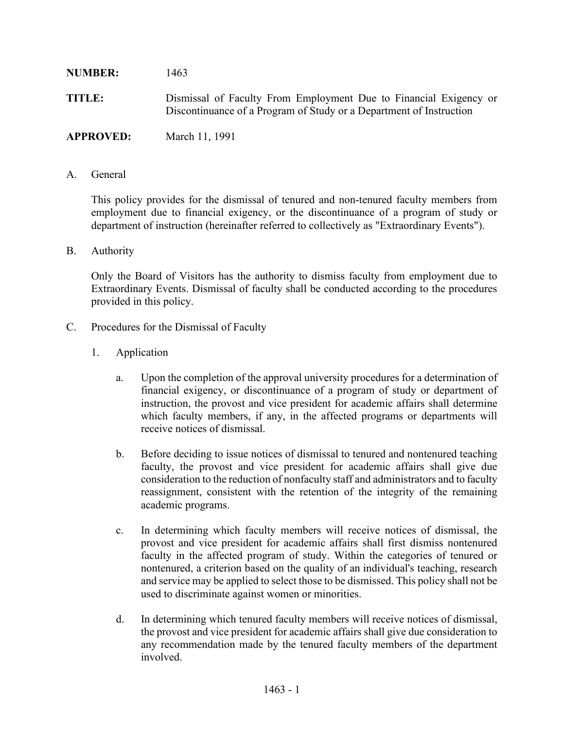**NUMBER:** 1463

**TITLE:** Dismissal of Faculty From Employment Due to Financial Exigency or Discontinuance of a Program of Study or a Department of Instruction

**APPROVED:** March 11, 1991

A. General

This policy provides for the dismissal of tenured and non-tenured faculty members from employment due to financial exigency, or the discontinuance of a program of study or department of instruction (hereinafter referred to collectively as "Extraordinary Events").

B. Authority

Only the Board of Visitors has the authority to dismiss faculty from employment due to Extraordinary Events. Dismissal of faculty shall be conducted according to the procedures provided in this policy.

C. Procedures for the Dismissal of Faculty

1. Application

   a. Upon the completion of the approval university procedures for a determination of financial exigency, or discontinuance of a program of study or department of instruction, the provost and vice president for academic affairs shall determine which faculty members, if any, in the affected programs or departments will receive notices of dismissal.

   b. Before deciding to issue notices of dismissal to tenured and nontenured teaching faculty, the provost and vice president for academic affairs shall give due consideration to the reduction of nonfaculty staff and administrators and to faculty reassignment, consistent with the retention of the integrity of the remaining academic programs.

   c. In determining which faculty members will receive notices of dismissal, the provost and vice president for academic affairs shall first dismiss nontenured faculty in the affected program of study. Within the categories of tenured or nontenured, a criterion based on the quality of an individual's teaching, research and service may be applied to select those to be dismissed. This policy shall not be used to discriminate against women or minorities.

   d. In determining which tenured faculty members will receive notices of dismissal, the provost and vice president for academic affairs shall give due consideration to any recommendation made by the tenured faculty members of the department involved.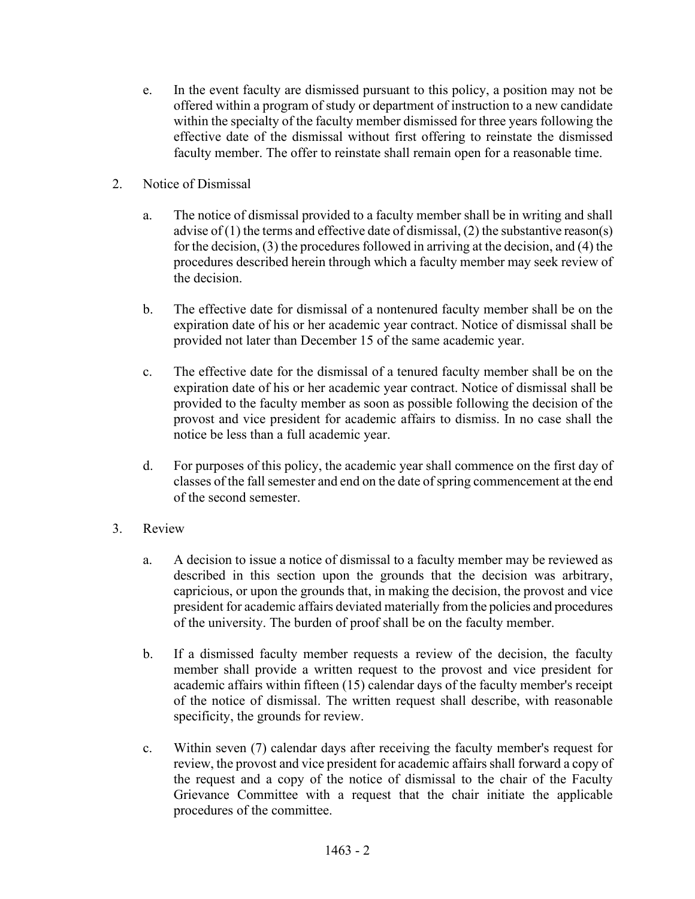e. In the event faculty are dismissed pursuant to this policy, a position may not be offered within a program of study or department of instruction to a new candidate within the specialty of the faculty member dismissed for three years following the effective date of the dismissal without first offering to reinstate the dismissed faculty member. The offer to reinstate shall remain open for a reasonable time.

2. Notice of Dismissal

   a. The notice of dismissal provided to a faculty member shall be in writing and shall advise of (1) the terms and effective date of dismissal, (2) the substantive reason(s) for the decision, (3) the procedures followed in arriving at the decision, and (4) the procedures described herein through which a faculty member may seek review of the decision.

   b. The effective date for dismissal of a nontenured faculty member shall be on the expiration date of his or her academic year contract. Notice of dismissal shall be provided not later than December 15 of the same academic year.

   c. The effective date for the dismissal of a tenured faculty member shall be on the expiration date of his or her academic year contract. Notice of dismissal shall be provided to the faculty member as soon as possible following the decision of the provost and vice president for academic affairs to dismiss. In no case shall the notice be less than a full academic year.

   d. For purposes of this policy, the academic year shall commence on the first day of classes of the fall semester and end on the date of spring commencement at the end of the second semester.

3. Review

   a. A decision to issue a notice of dismissal to a faculty member may be reviewed as described in this section upon the grounds that the decision was arbitrary, capricious, or upon the grounds that, in making the decision, the provost and vice president for academic affairs deviated materially from the policies and procedures of the university. The burden of proof shall be on the faculty member.

   b. If a dismissed faculty member requests a review of the decision, the faculty member shall provide a written request to the provost and vice president for academic affairs within fifteen (15) calendar days of the faculty member's receipt of the notice of dismissal. The written request shall describe, with reasonable specificity, the grounds for review.

   c. Within seven (7) calendar days after receiving the faculty member's request for review, the provost and vice president for academic affairs shall forward a copy of the request and a copy of the notice of dismissal to the chair of the Faculty Grievance Committee with a request that the chair initiate the applicable procedures of the committee.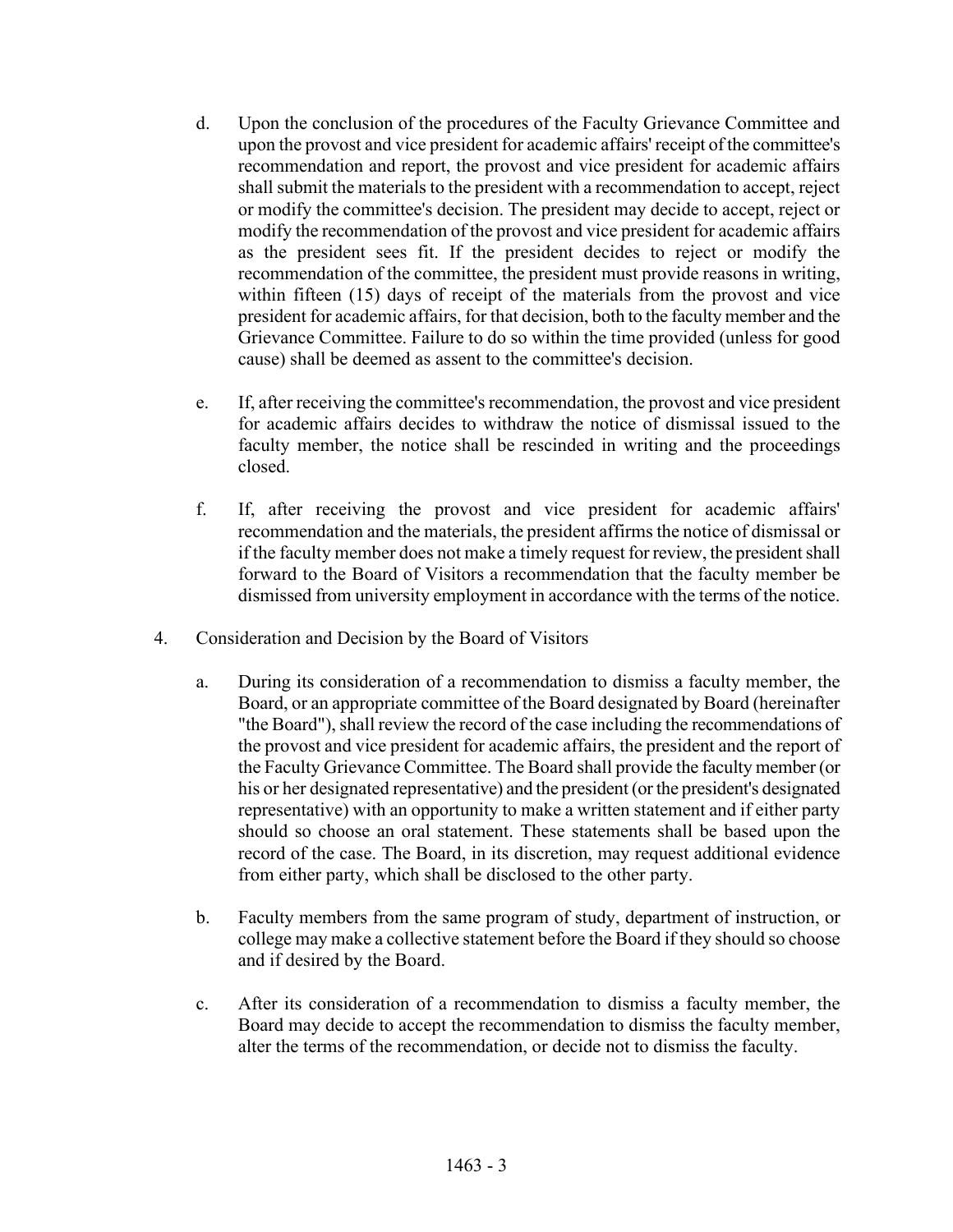d. Upon the conclusion of the procedures of the Faculty Grievance Committee and upon the provost and vice president for academic affairs' receipt of the committee's recommendation and report, the provost and vice president for academic affairs shall submit the materials to the president with a recommendation to accept, reject or modify the committee's decision. The president may decide to accept, reject or modify the recommendation of the provost and vice president for academic affairs as the president sees fit. If the president decides to reject or modify the recommendation of the committee, the president must provide reasons in writing, within fifteen (15) days of receipt of the materials from the provost and vice president for academic affairs, for that decision, both to the faculty member and the Grievance Committee. Failure to do so within the time provided (unless for good cause) shall be deemed as assent to the committee's decision.

e. If, after receiving the committee's recommendation, the provost and vice president for academic affairs decides to withdraw the notice of dismissal issued to the faculty member, the notice shall be rescinded in writing and the proceedings closed.

f. If, after receiving the provost and vice president for academic affairs' recommendation and the materials, the president affirms the notice of dismissal or if the faculty member does not make a timely request for review, the president shall forward to the Board of Visitors a recommendation that the faculty member be dismissed from university employment in accordance with the terms of the notice.

4. Consideration and Decision by the Board of Visitors

   a. During its consideration of a recommendation to dismiss a faculty member, the Board, or an appropriate committee of the Board designated by Board (hereinafter "the Board"), shall review the record of the case including the recommendations of the provost and vice president for academic affairs, the president and the report of the Faculty Grievance Committee. The Board shall provide the faculty member (or his or her designated representative) and the president (or the president's designated representative) with an opportunity to make a written statement and if either party should so choose an oral statement. These statements shall be based upon the record of the case. The Board, in its discretion, may request additional evidence from either party, which shall be disclosed to the other party.

   b. Faculty members from the same program of study, department of instruction, or college may make a collective statement before the Board if they should so choose and if desired by the Board.

   c. After its consideration of a recommendation to dismiss a faculty member, the Board may decide to accept the recommendation to dismiss the faculty member, alter the terms of the recommendation, or decide not to dismiss the faculty.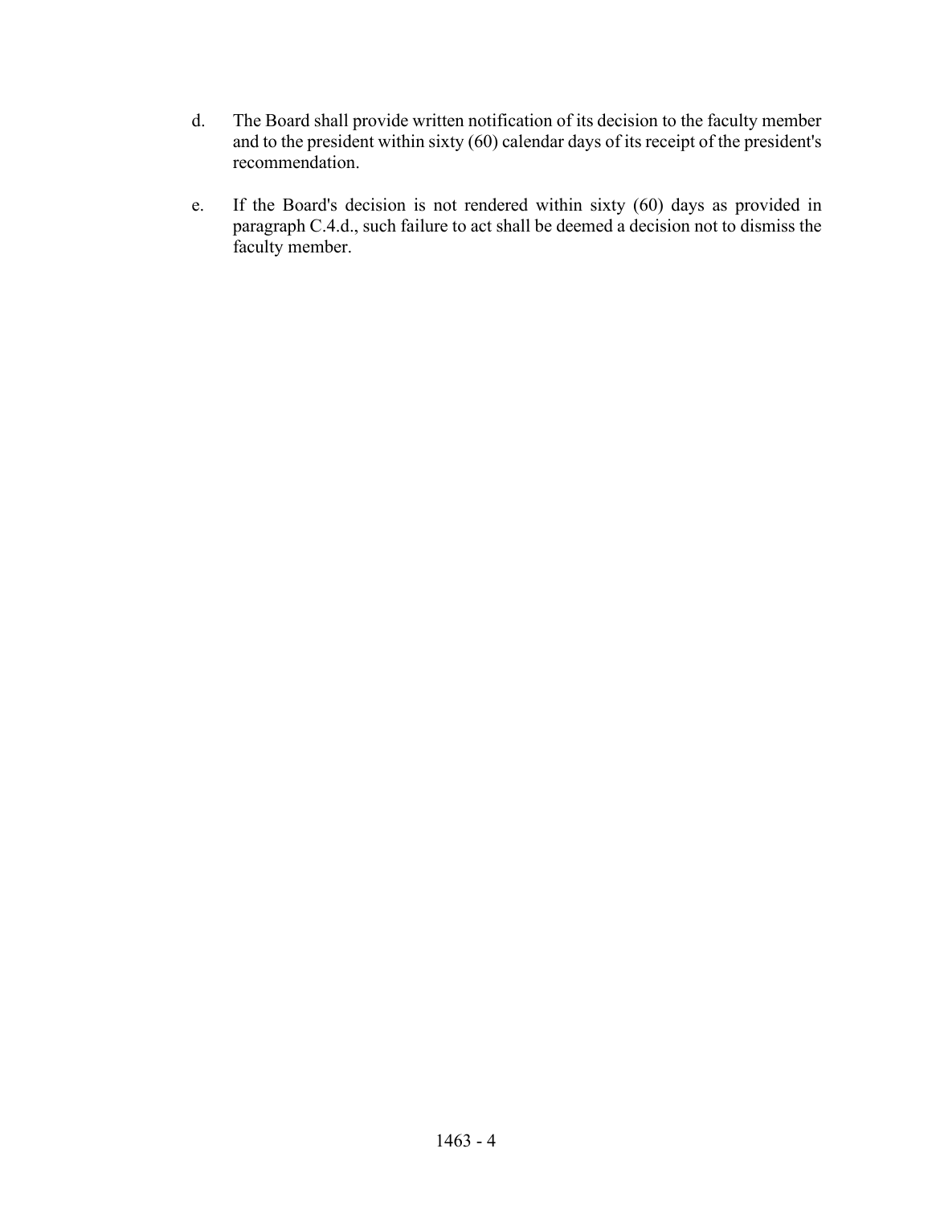d. The Board shall provide written notification of its decision to the faculty member and to the president within sixty (60) calendar days of its receipt of the president's recommendation.

e. If the Board's decision is not rendered within sixty (60) days as provided in paragraph C.4.d., such failure to act shall be deemed a decision not to dismiss the faculty member.